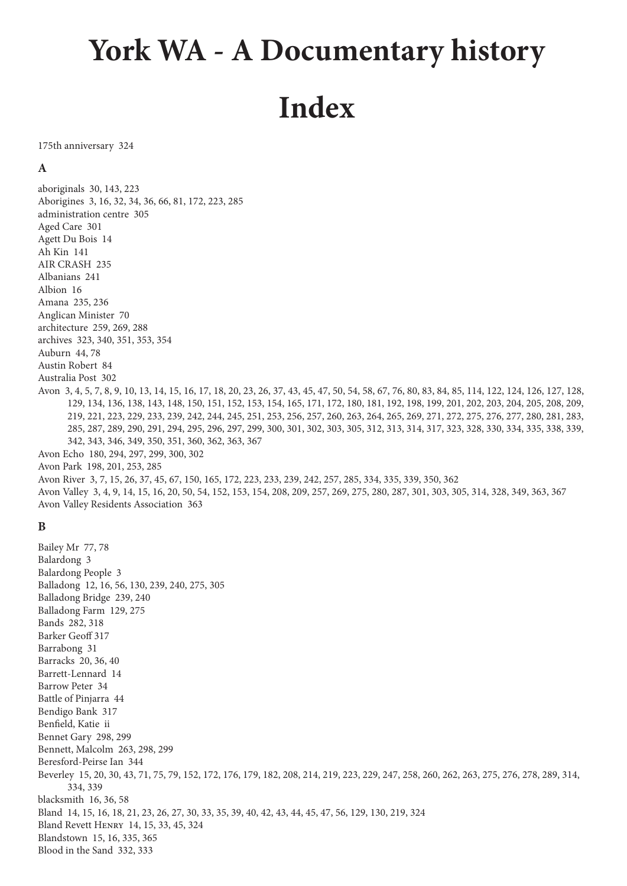# York WA - A Documentary history

# Index

175th anniversary 324

### A

aboriginals 30, 143, 223
Aborigines 3, 16, 32, 34, 36, 66, 81, 172, 223, 285
administration centre 305
Aged Care 301
Agett Du Bois 14
Ah Kin 141
AIR CRASH 235
Albanians 241
Albion 16
Amana 235, 236
Anglican Minister 70
architecture 259, 269, 288
archives 323, 340, 351, 353, 354
Auburn 44, 78
Austin Robert 84
Australia Post 302
Avon 3, 4, 5, 7, 8, 9, 10, 13, 14, 15, 16, 17, 18, 20, 23, 26, 37, 43, 45, 47, 50, 54, 58, 67, 76, 80, 83, 84, 85, 114, 122, 124, 126, 127, 128, 129, 134, 136, 138, 143, 148, 150, 151, 152, 153, 154, 165, 171, 172, 180, 181, 192, 198, 199, 201, 202, 203, 204, 205, 208, 209, 219, 221, 223, 229, 233, 239, 242, 244, 245, 251, 253, 256, 257, 260, 263, 264, 265, 269, 271, 272, 275, 276, 277, 280, 281, 283, 285, 287, 289, 290, 291, 294, 295, 296, 297, 299, 300, 301, 302, 303, 305, 312, 313, 314, 317, 323, 328, 330, 334, 335, 338, 339, 342, 343, 346, 349, 350, 351, 360, 362, 363, 367
Avon Echo 180, 294, 297, 299, 300, 302
Avon Park 198, 201, 253, 285
Avon River 3, 7, 15, 26, 37, 45, 67, 150, 165, 172, 223, 233, 239, 242, 257, 285, 334, 335, 339, 350, 362
Avon Valley 3, 4, 9, 14, 15, 16, 20, 50, 54, 152, 153, 154, 208, 209, 257, 269, 275, 280, 287, 301, 303, 305, 314, 328, 349, 363, 367
Avon Valley Residents Association 363

### B

Bailey Mr 77, 78
Balardong 3
Balardong People 3
Balladong 12, 16, 56, 130, 239, 240, 275, 305
Balladong Bridge 239, 240
Balladong Farm 129, 275
Bands 282, 318
Barker Geoff 317
Barrabong 31
Barracks 20, 36, 40
Barrett-Lennard 14
Barrow Peter 34
Battle of Pinjarra 44
Bendigo Bank 317
Benfield, Katie ii
Bennet Gary 298, 299
Bennett, Malcolm 263, 298, 299
Beresford-Peirse Ian 344
Beverley 15, 20, 30, 43, 71, 75, 79, 152, 172, 176, 179, 182, 208, 214, 219, 223, 229, 247, 258, 260, 262, 263, 275, 276, 278, 289, 314, 334, 339
blacksmith 16, 36, 58
Bland 14, 15, 16, 18, 21, 23, 26, 27, 30, 33, 35, 39, 40, 42, 43, 44, 45, 47, 56, 129, 130, 219, 324
Bland Revett Henry 14, 15, 33, 45, 324
Blandstown 15, 16, 335, 365
Blood in the Sand 332, 333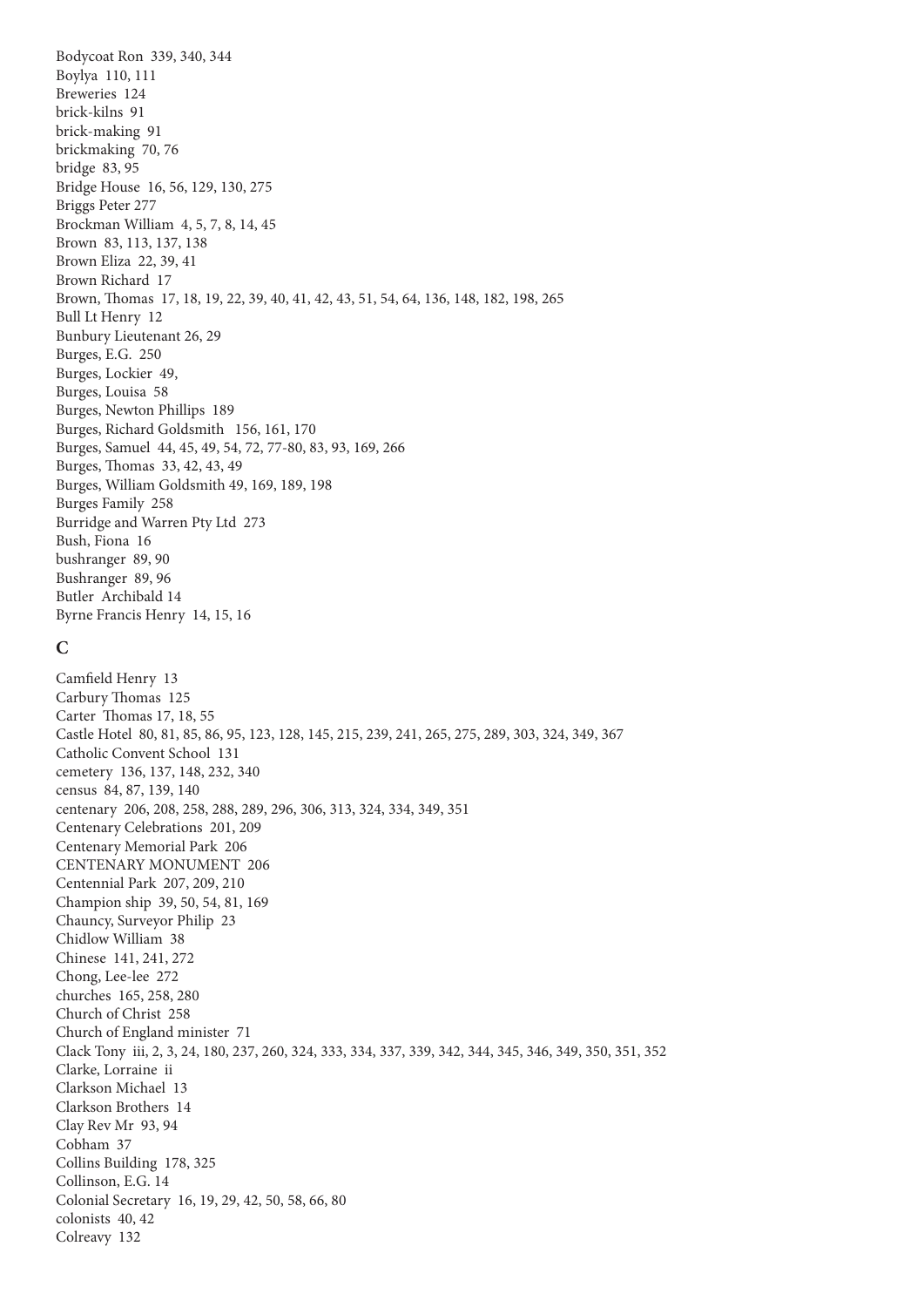Bodycoat Ron  339, 340, 344
Boylya  110, 111
Breweries  124
brick-kilns  91
brick-making  91
brickmaking  70, 76
bridge  83, 95
Bridge House  16, 56, 129, 130, 275
Briggs Peter 277
Brockman William  4, 5, 7, 8, 14, 45
Brown  83, 113, 137, 138
Brown Eliza  22, 39, 41
Brown Richard  17
Brown, Thomas  17, 18, 19, 22, 39, 40, 41, 42, 43, 51, 54, 64, 136, 148, 182, 198, 265
Bull Lt Henry  12
Bunbury Lieutenant 26, 29
Burges, E.G.  250
Burges, Lockier  49,
Burges, Louisa  58
Burges, Newton Phillips  189
Burges, Richard Goldsmith   156, 161, 170
Burges, Samuel  44, 45, 49, 54, 72, 77-80, 83, 93, 169, 266
Burges, Thomas  33, 42, 43, 49
Burges, William Goldsmith 49, 169, 189, 198
Burges Family  258
Burridge and Warren Pty Ltd  273
Bush, Fiona  16
bushranger  89, 90
Bushranger  89, 96
Butler  Archibald 14
Byrne Francis Henry  14, 15, 16

## C

Camfield Henry  13
Carbury Thomas  125
Carter  Thomas 17, 18, 55
Castle Hotel  80, 81, 85, 86, 95, 123, 128, 145, 215, 239, 241, 265, 275, 289, 303, 324, 349, 367
Catholic Convent School  131
cemetery  136, 137, 148, 232, 340
census  84, 87, 139, 140
centenary  206, 208, 258, 288, 289, 296, 306, 313, 324, 334, 349, 351
Centenary Celebrations  201, 209
Centenary Memorial Park  206
CENTENARY MONUMENT  206
Centennial Park  207, 209, 210
Champion ship  39, 50, 54, 81, 169
Chauncy, Surveyor Philip  23
Chidlow William  38
Chinese  141, 241, 272
Chong, Lee-lee  272
churches  165, 258, 280
Church of Christ  258
Church of England minister  71
Clack Tony  iii, 2, 3, 24, 180, 237, 260, 324, 333, 334, 337, 339, 342, 344, 345, 346, 349, 350, 351, 352
Clarke, Lorraine  ii
Clarkson Michael  13
Clarkson Brothers  14
Clay Rev Mr  93, 94
Cobham  37
Collins Building  178, 325
Collinson, E.G. 14
Colonial Secretary  16, 19, 29, 42, 50, 58, 66, 80
colonists  40, 42
Colreavy  132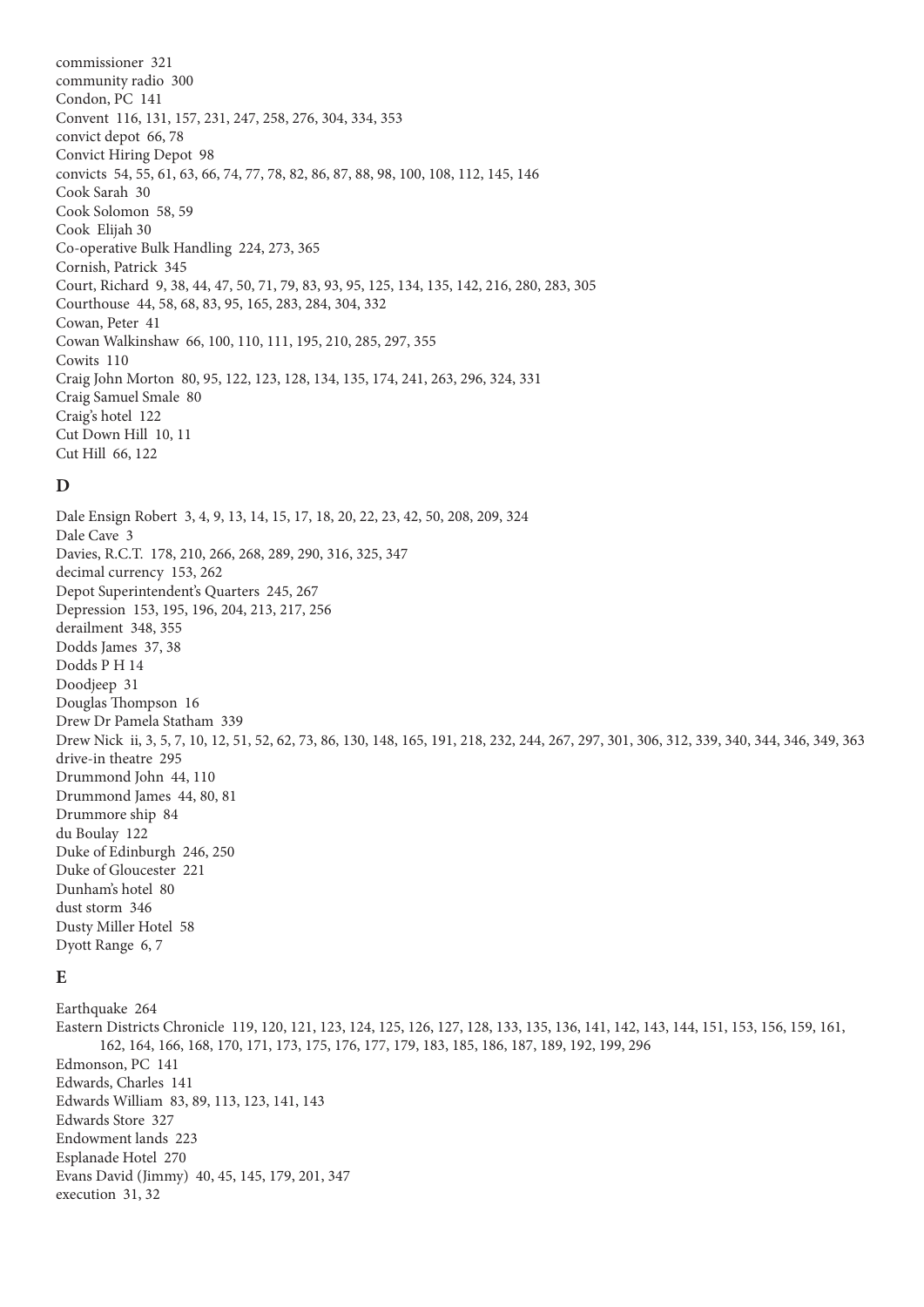commissioner 321
community radio 300
Condon, PC 141
Convent 116, 131, 157, 231, 247, 258, 276, 304, 334, 353
convict depot 66, 78
Convict Hiring Depot 98
convicts 54, 55, 61, 63, 66, 74, 77, 78, 82, 86, 87, 88, 98, 100, 108, 112, 145, 146
Cook Sarah 30
Cook Solomon 58, 59
Cook Elijah 30
Co-operative Bulk Handling 224, 273, 365
Cornish, Patrick 345
Court, Richard 9, 38, 44, 47, 50, 71, 79, 83, 93, 95, 125, 134, 135, 142, 216, 280, 283, 305
Courthouse 44, 58, 68, 83, 95, 165, 283, 284, 304, 332
Cowan, Peter 41
Cowan Walkinshaw 66, 100, 110, 111, 195, 210, 285, 297, 355
Cowits 110
Craig John Morton 80, 95, 122, 123, 128, 134, 135, 174, 241, 263, 296, 324, 331
Craig Samuel Smale 80
Craig's hotel 122
Cut Down Hill 10, 11
Cut Hill 66, 122

## D

Dale Ensign Robert 3, 4, 9, 13, 14, 15, 17, 18, 20, 22, 23, 42, 50, 208, 209, 324
Dale Cave 3
Davies, R.C.T. 178, 210, 266, 268, 289, 290, 316, 325, 347
decimal currency 153, 262
Depot Superintendent's Quarters 245, 267
Depression 153, 195, 196, 204, 213, 217, 256
derailment 348, 355
Dodds James 37, 38
Dodds P H 14
Doodjeep 31
Douglas Thompson 16
Drew Dr Pamela Statham 339
Drew Nick ii, 3, 5, 7, 10, 12, 51, 52, 62, 73, 86, 130, 148, 165, 191, 218, 232, 244, 267, 297, 301, 306, 312, 339, 340, 344, 346, 349, 363
drive-in theatre 295
Drummond John 44, 110
Drummond James 44, 80, 81
Drummore ship 84
du Boulay 122
Duke of Edinburgh 246, 250
Duke of Gloucester 221
Dunham's hotel 80
dust storm 346
Dusty Miller Hotel 58
Dyott Range 6, 7

## E

Earthquake 264
Eastern Districts Chronicle 119, 120, 121, 123, 124, 125, 126, 127, 128, 133, 135, 136, 141, 142, 143, 144, 151, 153, 156, 159, 161, 162, 164, 166, 168, 170, 171, 173, 175, 176, 177, 179, 183, 185, 186, 187, 189, 192, 199, 296
Edmonson, PC 141
Edwards, Charles 141
Edwards William 83, 89, 113, 123, 141, 143
Edwards Store 327
Endowment lands 223
Esplanade Hotel 270
Evans David (Jimmy) 40, 45, 145, 179, 201, 347
execution 31, 32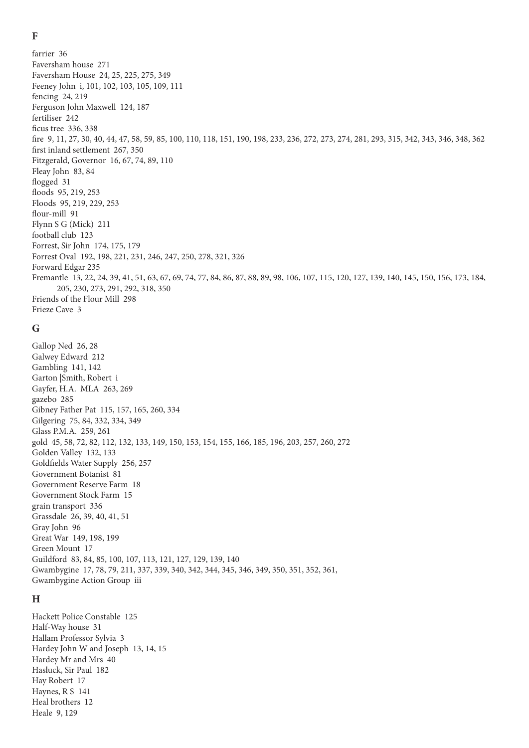## F

farrier 36
Faversham house 271
Faversham House 24, 25, 225, 275, 349
Feeney John i, 101, 102, 103, 105, 109, 111
fencing 24, 219
Ferguson John Maxwell 124, 187
fertiliser 242
ficus tree 336, 338
fire 9, 11, 27, 30, 40, 44, 47, 58, 59, 85, 100, 110, 118, 151, 190, 198, 233, 236, 272, 273, 274, 281, 293, 315, 342, 343, 346, 348, 362
first inland settlement 267, 350
Fitzgerald, Governor 16, 67, 74, 89, 110
Fleay John 83, 84
flogged 31
floods 95, 219, 253
Floods 95, 219, 229, 253
flour-mill 91
Flynn S G (Mick) 211
football club 123
Forrest, Sir John 174, 175, 179
Forrest Oval 192, 198, 221, 231, 246, 247, 250, 278, 321, 326
Forward Edgar 235
Fremantle 13, 22, 24, 39, 41, 51, 63, 67, 69, 74, 77, 84, 86, 87, 88, 89, 98, 106, 107, 115, 120, 127, 139, 140, 145, 150, 156, 173, 184, 205, 230, 273, 291, 292, 318, 350
Friends of the Flour Mill 298
Frieze Cave 3

## G

Gallop Ned 26, 28
Galwey Edward 212
Gambling 141, 142
Garton |Smith, Robert i
Gayfer, H.A. MLA 263, 269
gazebo 285
Gibney Father Pat 115, 157, 165, 260, 334
Gilgering 75, 84, 332, 334, 349
Glass P.M.A. 259, 261
gold 45, 58, 72, 82, 112, 132, 133, 149, 150, 153, 154, 155, 166, 185, 196, 203, 257, 260, 272
Golden Valley 132, 133
Goldfields Water Supply 256, 257
Government Botanist 81
Government Reserve Farm 18
Government Stock Farm 15
grain transport 336
Grassdale 26, 39, 40, 41, 51
Gray John 96
Great War 149, 198, 199
Green Mount 17
Guildford 83, 84, 85, 100, 107, 113, 121, 127, 129, 139, 140
Gwambygine 17, 78, 79, 211, 337, 339, 340, 342, 344, 345, 346, 349, 350, 351, 352, 361,
Gwambygine Action Group iii

## H

Hackett Police Constable 125
Half-Way house 31
Hallam Professor Sylvia 3
Hardey John W and Joseph 13, 14, 15
Hardey Mr and Mrs 40
Hasluck, Sir Paul 182
Hay Robert 17
Haynes, R S 141
Heal brothers 12
Heale 9, 129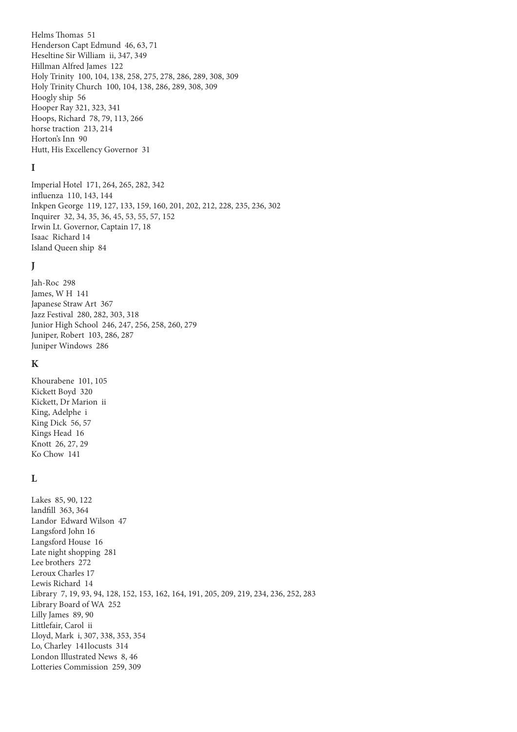Helms Thomas 51
Henderson Capt Edmund 46, 63, 71
Heseltine Sir William ii, 347, 349
Hillman Alfred James 122
Holy Trinity 100, 104, 138, 258, 275, 278, 286, 289, 308, 309
Holy Trinity Church 100, 104, 138, 286, 289, 308, 309
Hoogly ship 56
Hooper Ray 321, 323, 341
Hoops, Richard 78, 79, 113, 266
horse traction 213, 214
Horton's Inn 90
Hutt, His Excellency Governor 31

## I

Imperial Hotel 171, 264, 265, 282, 342
influenza 110, 143, 144
Inkpen George 119, 127, 133, 159, 160, 201, 202, 212, 228, 235, 236, 302
Inquirer 32, 34, 35, 36, 45, 53, 55, 57, 152
Irwin Lt. Governor, Captain 17, 18
Isaac Richard 14
Island Queen ship 84

## J

Jah-Roc 298
James, W H 141
Japanese Straw Art 367
Jazz Festival 280, 282, 303, 318
Junior High School 246, 247, 256, 258, 260, 279
Juniper, Robert 103, 286, 287
Juniper Windows 286

## K

Khourabene 101, 105
Kickett Boyd 320
Kickett, Dr Marion ii
King, Adelphe i
King Dick 56, 57
Kings Head 16
Knott 26, 27, 29
Ko Chow 141

## L

Lakes 85, 90, 122
landfill 363, 364
Landor Edward Wilson 47
Langsford John 16
Langsford House 16
Late night shopping 281
Lee brothers 272
Leroux Charles 17
Lewis Richard 14
Library 7, 19, 93, 94, 128, 152, 153, 162, 164, 191, 205, 209, 219, 234, 236, 252, 283
Library Board of WA 252
Lilly James 89, 90
Littlefair, Carol ii
Lloyd, Mark i, 307, 338, 353, 354
Lo, Charley 141locusts 314
London Illustrated News 8, 46
Lotteries Commission 259, 309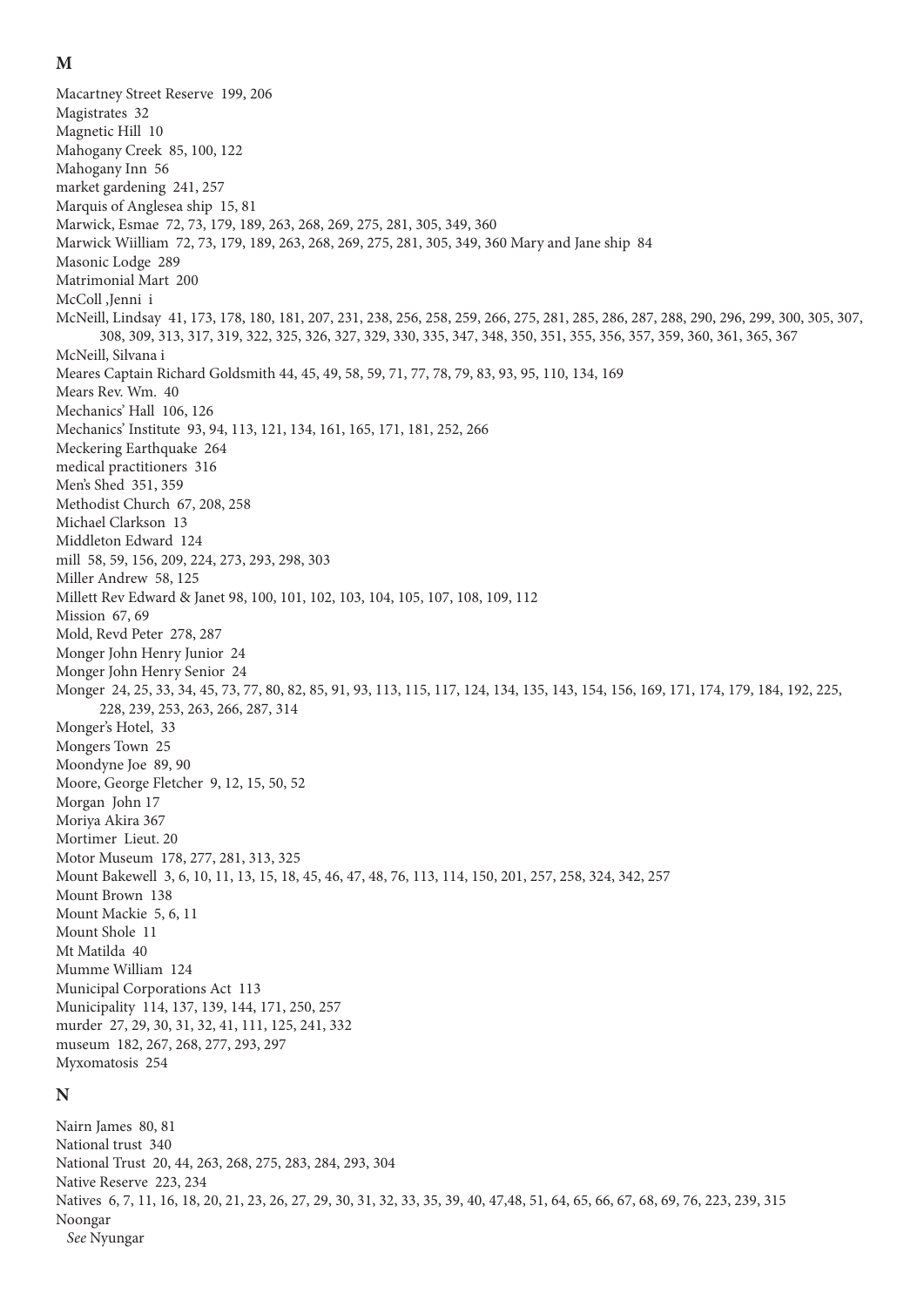## M

Macartney Street Reserve 199, 206
Magistrates 32
Magnetic Hill 10
Mahogany Creek 85, 100, 122
Mahogany Inn 56
market gardening 241, 257
Marquis of Anglesea ship 15, 81
Marwick, Esmae 72, 73, 179, 189, 263, 268, 269, 275, 281, 305, 349, 360
Marwick Wiilliam 72, 73, 179, 189, 263, 268, 269, 275, 281, 305, 349, 360 Mary and Jane ship 84
Masonic Lodge 289
Matrimonial Mart 200
McColl ,Jenni i
McNeill, Lindsay 41, 173, 178, 180, 181, 207, 231, 238, 256, 258, 259, 266, 275, 281, 285, 286, 287, 288, 290, 296, 299, 300, 305, 307, 308, 309, 313, 317, 319, 322, 325, 326, 327, 329, 330, 335, 347, 348, 350, 351, 355, 356, 357, 359, 360, 361, 365, 367
McNeill, Silvana i
Meares Captain Richard Goldsmith 44, 45, 49, 58, 59, 71, 77, 78, 79, 83, 93, 95, 110, 134, 169
Mears Rev. Wm. 40
Mechanics' Hall 106, 126
Mechanics' Institute 93, 94, 113, 121, 134, 161, 165, 171, 181, 252, 266
Meckering Earthquake 264
medical practitioners 316
Men's Shed 351, 359
Methodist Church 67, 208, 258
Michael Clarkson 13
Middleton Edward 124
mill 58, 59, 156, 209, 224, 273, 293, 298, 303
Miller Andrew 58, 125
Millett Rev Edward & Janet 98, 100, 101, 102, 103, 104, 105, 107, 108, 109, 112
Mission 67, 69
Mold, Revd Peter 278, 287
Monger John Henry Junior 24
Monger John Henry Senior 24
Monger 24, 25, 33, 34, 45, 73, 77, 80, 82, 85, 91, 93, 113, 115, 117, 124, 134, 135, 143, 154, 156, 169, 171, 174, 179, 184, 192, 225, 228, 239, 253, 263, 266, 287, 314
Monger's Hotel, 33
Mongers Town 25
Moondyne Joe 89, 90
Moore, George Fletcher 9, 12, 15, 50, 52
Morgan John 17
Moriya Akira 367
Mortimer Lieut. 20
Motor Museum 178, 277, 281, 313, 325
Mount Bakewell 3, 6, 10, 11, 13, 15, 18, 45, 46, 47, 48, 76, 113, 114, 150, 201, 257, 258, 324, 342, 257
Mount Brown 138
Mount Mackie 5, 6, 11
Mount Shole 11
Mt Matilda 40
Mumme William 124
Municipal Corporations Act 113
Municipality 114, 137, 139, 144, 171, 250, 257
murder 27, 29, 30, 31, 32, 41, 111, 125, 241, 332
museum 182, 267, 268, 277, 293, 297
Myxomatosis 254

## N

Nairn James 80, 81
National trust 340
National Trust 20, 44, 263, 268, 275, 283, 284, 293, 304
Native Reserve 223, 234
Natives 6, 7, 11, 16, 18, 20, 21, 23, 26, 27, 29, 30, 31, 32, 33, 35, 39, 40, 47,48, 51, 64, 65, 66, 67, 68, 69, 76, 223, 239, 315
Noongar
  *See* Nyungar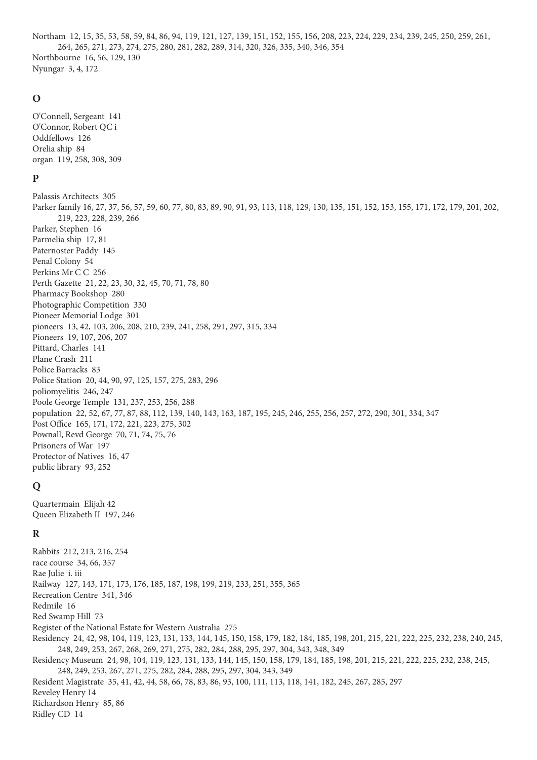Northam 12, 15, 35, 53, 58, 59, 84, 86, 94, 119, 121, 127, 139, 151, 152, 155, 156, 208, 223, 224, 229, 234, 239, 245, 250, 259, 261, 264, 265, 271, 273, 274, 275, 280, 281, 282, 289, 314, 320, 326, 335, 340, 346, 354
Northbourne 16, 56, 129, 130
Nyungar 3, 4, 172

## O

O'Connell, Sergeant 141
O'Connor, Robert QC i
Oddfellows 126
Orelia ship 84
organ 119, 258, 308, 309

## P

Palassis Architects 305
Parker family 16, 27, 37, 56, 57, 59, 60, 77, 80, 83, 89, 90, 91, 93, 113, 118, 129, 130, 135, 151, 152, 153, 155, 171, 172, 179, 201, 202, 219, 223, 228, 239, 266
Parker, Stephen 16
Parmelia ship 17, 81
Paternoster Paddy 145
Penal Colony 54
Perkins Mr C C 256
Perth Gazette 21, 22, 23, 30, 32, 45, 70, 71, 78, 80
Pharmacy Bookshop 280
Photographic Competition 330
Pioneer Memorial Lodge 301
pioneers 13, 42, 103, 206, 208, 210, 239, 241, 258, 291, 297, 315, 334
Pioneers 19, 107, 206, 207
Pittard, Charles 141
Plane Crash 211
Police Barracks 83
Police Station 20, 44, 90, 97, 125, 157, 275, 283, 296
poliomyelitis 246, 247
Poole George Temple 131, 237, 253, 256, 288
population 22, 52, 67, 77, 87, 88, 112, 139, 140, 143, 163, 187, 195, 245, 246, 255, 256, 257, 272, 290, 301, 334, 347
Post Office 165, 171, 172, 221, 223, 275, 302
Pownall, Revd George 70, 71, 74, 75, 76
Prisoners of War 197
Protector of Natives 16, 47
public library 93, 252

## Q

Quartermain Elijah 42
Queen Elizabeth II 197, 246

## R

Rabbits 212, 213, 216, 254
race course 34, 66, 357
Rae Julie i. iii
Railway 127, 143, 171, 173, 176, 185, 187, 198, 199, 219, 233, 251, 355, 365
Recreation Centre 341, 346
Redmile 16
Red Swamp Hill 73
Register of the National Estate for Western Australia 275
Residency 24, 42, 98, 104, 119, 123, 131, 133, 144, 145, 150, 158, 179, 182, 184, 185, 198, 201, 215, 221, 222, 225, 232, 238, 240, 245, 248, 249, 253, 267, 268, 269, 271, 275, 282, 284, 288, 295, 297, 304, 343, 348, 349
Residency Museum 24, 98, 104, 119, 123, 131, 133, 144, 145, 150, 158, 179, 184, 185, 198, 201, 215, 221, 222, 225, 232, 238, 245, 248, 249, 253, 267, 271, 275, 282, 284, 288, 295, 297, 304, 343, 349
Resident Magistrate 35, 41, 42, 44, 58, 66, 78, 83, 86, 93, 100, 111, 113, 118, 141, 182, 245, 267, 285, 297
Reveley Henry 14
Richardson Henry 85, 86
Ridley CD 14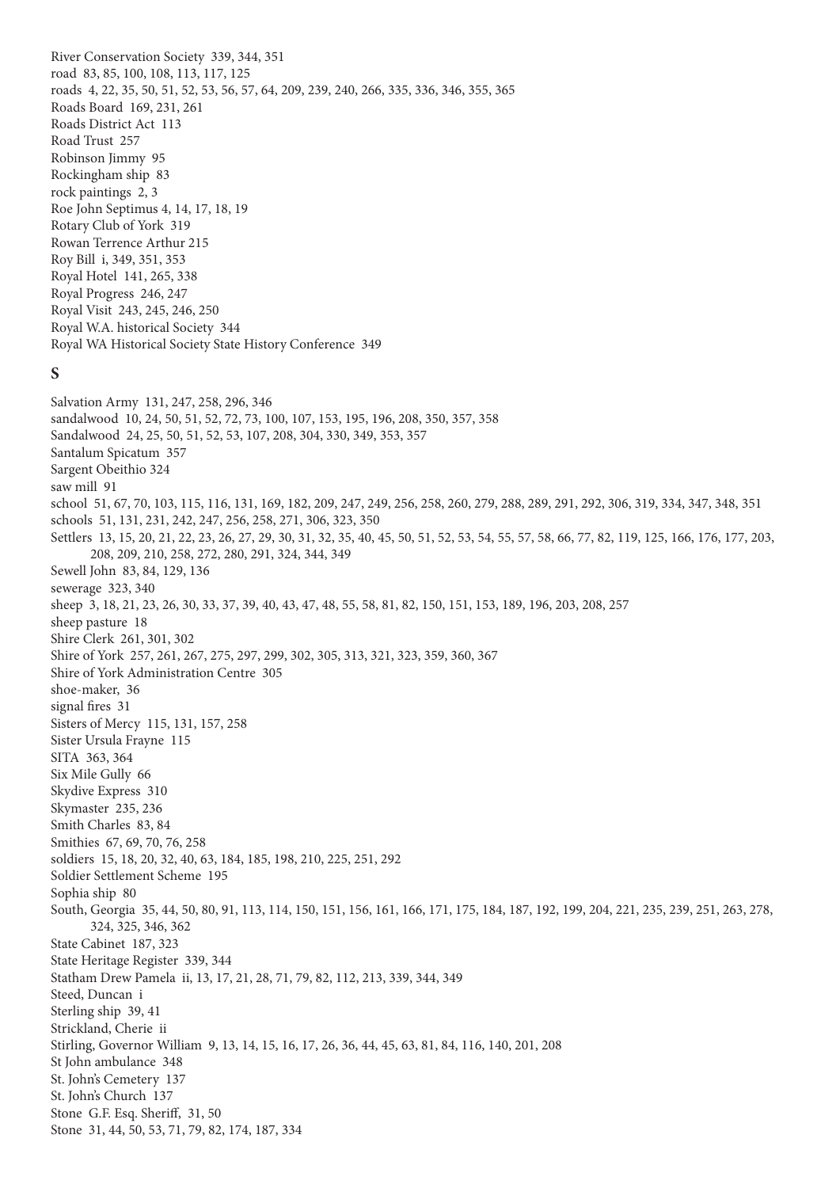River Conservation Society 339, 344, 351
road 83, 85, 100, 108, 113, 117, 125
roads 4, 22, 35, 50, 51, 52, 53, 56, 57, 64, 209, 239, 240, 266, 335, 336, 346, 355, 365
Roads Board 169, 231, 261
Roads District Act 113
Road Trust 257
Robinson Jimmy 95
Rockingham ship 83
rock paintings 2, 3
Roe John Septimus 4, 14, 17, 18, 19
Rotary Club of York 319
Rowan Terrence Arthur 215
Roy Bill i, 349, 351, 353
Royal Hotel 141, 265, 338
Royal Progress 246, 247
Royal Visit 243, 245, 246, 250
Royal W.A. historical Society 344
Royal WA Historical Society State History Conference 349

## S

Salvation Army 131, 247, 258, 296, 346
sandalwood 10, 24, 50, 51, 52, 72, 73, 100, 107, 153, 195, 196, 208, 350, 357, 358
Sandalwood 24, 25, 50, 51, 52, 53, 107, 208, 304, 330, 349, 353, 357
Santalum Spicatum 357
Sargent Obeithio 324
saw mill 91
school 51, 67, 70, 103, 115, 116, 131, 169, 182, 209, 247, 249, 256, 258, 260, 279, 288, 289, 291, 292, 306, 319, 334, 347, 348, 351
schools 51, 131, 231, 242, 247, 256, 258, 271, 306, 323, 350
Settlers 13, 15, 20, 21, 22, 23, 26, 27, 29, 30, 31, 32, 35, 40, 45, 50, 51, 52, 53, 54, 55, 57, 58, 66, 77, 82, 119, 125, 166, 176, 177, 203, 208, 209, 210, 258, 272, 280, 291, 324, 344, 349
Sewell John 83, 84, 129, 136
sewerage 323, 340
sheep 3, 18, 21, 23, 26, 30, 33, 37, 39, 40, 43, 47, 48, 55, 58, 81, 82, 150, 151, 153, 189, 196, 203, 208, 257
sheep pasture 18
Shire Clerk 261, 301, 302
Shire of York 257, 261, 267, 275, 297, 299, 302, 305, 313, 321, 323, 359, 360, 367
Shire of York Administration Centre 305
shoe-maker, 36
signal fires 31
Sisters of Mercy 115, 131, 157, 258
Sister Ursula Frayne 115
SITA 363, 364
Six Mile Gully 66
Skydive Express 310
Skymaster 235, 236
Smith Charles 83, 84
Smithies 67, 69, 70, 76, 258
soldiers 15, 18, 20, 32, 40, 63, 184, 185, 198, 210, 225, 251, 292
Soldier Settlement Scheme 195
Sophia ship 80
South, Georgia 35, 44, 50, 80, 91, 113, 114, 150, 151, 156, 161, 166, 171, 175, 184, 187, 192, 199, 204, 221, 235, 239, 251, 263, 278, 324, 325, 346, 362
State Cabinet 187, 323
State Heritage Register 339, 344
Statham Drew Pamela ii, 13, 17, 21, 28, 71, 79, 82, 112, 213, 339, 344, 349
Steed, Duncan i
Sterling ship 39, 41
Strickland, Cherie ii
Stirling, Governor William 9, 13, 14, 15, 16, 17, 26, 36, 44, 45, 63, 81, 84, 116, 140, 201, 208
St John ambulance 348
St. John's Cemetery 137
St. John's Church 137
Stone G.F. Esq. Sheriff, 31, 50
Stone 31, 44, 50, 53, 71, 79, 82, 174, 187, 334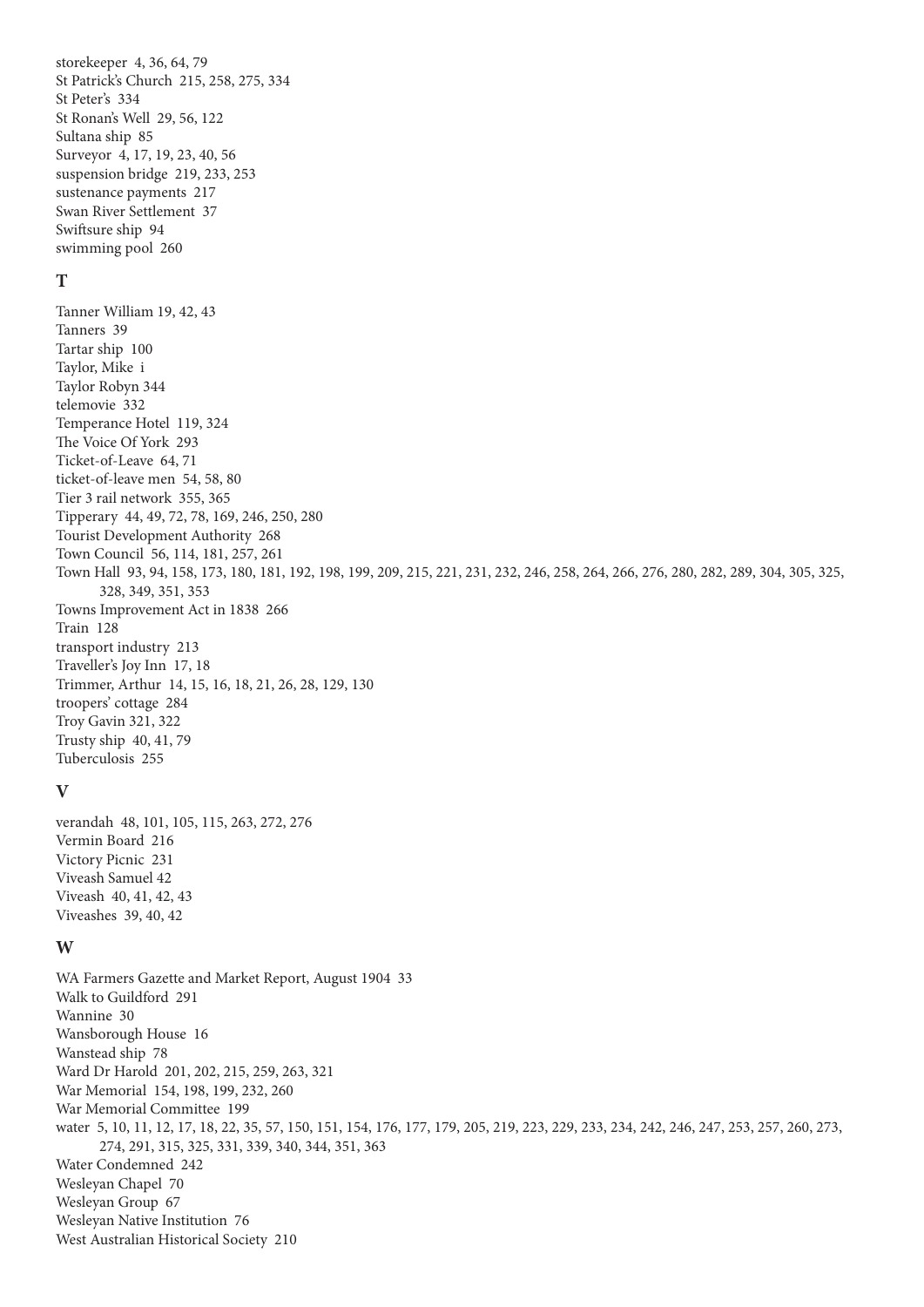storekeeper 4, 36, 64, 79
St Patrick's Church 215, 258, 275, 334
St Peter's 334
St Ronan's Well 29, 56, 122
Sultana ship 85
Surveyor 4, 17, 19, 23, 40, 56
suspension bridge 219, 233, 253
sustenance payments 217
Swan River Settlement 37
Swiftsure ship 94
swimming pool 260

### T

Tanner William 19, 42, 43
Tanners 39
Tartar ship 100
Taylor, Mike i
Taylor Robyn 344
telemovie 332
Temperance Hotel 119, 324
The Voice Of York 293
Ticket-of-Leave 64, 71
ticket-of-leave men 54, 58, 80
Tier 3 rail network 355, 365
Tipperary 44, 49, 72, 78, 169, 246, 250, 280
Tourist Development Authority 268
Town Council 56, 114, 181, 257, 261
Town Hall 93, 94, 158, 173, 180, 181, 192, 198, 199, 209, 215, 221, 231, 232, 246, 258, 264, 266, 276, 280, 282, 289, 304, 305, 325, 328, 349, 351, 353
Towns Improvement Act in 1838 266
Train 128
transport industry 213
Traveller's Joy Inn 17, 18
Trimmer, Arthur 14, 15, 16, 18, 21, 26, 28, 129, 130
troopers' cottage 284
Troy Gavin 321, 322
Trusty ship 40, 41, 79
Tuberculosis 255

### V

verandah 48, 101, 105, 115, 263, 272, 276
Vermin Board 216
Victory Picnic 231
Viveash Samuel 42
Viveash 40, 41, 42, 43
Viveashes 39, 40, 42

### W

WA Farmers Gazette and Market Report, August 1904 33
Walk to Guildford 291
Wannine 30
Wansborough House 16
Wanstead ship 78
Ward Dr Harold 201, 202, 215, 259, 263, 321
War Memorial 154, 198, 199, 232, 260
War Memorial Committee 199
water 5, 10, 11, 12, 17, 18, 22, 35, 57, 150, 151, 154, 176, 177, 179, 205, 219, 223, 229, 233, 234, 242, 246, 247, 253, 257, 260, 273, 274, 291, 315, 325, 331, 339, 340, 344, 351, 363
Water Condemned 242
Wesleyan Chapel 70
Wesleyan Group 67
Wesleyan Native Institution 76
West Australian Historical Society 210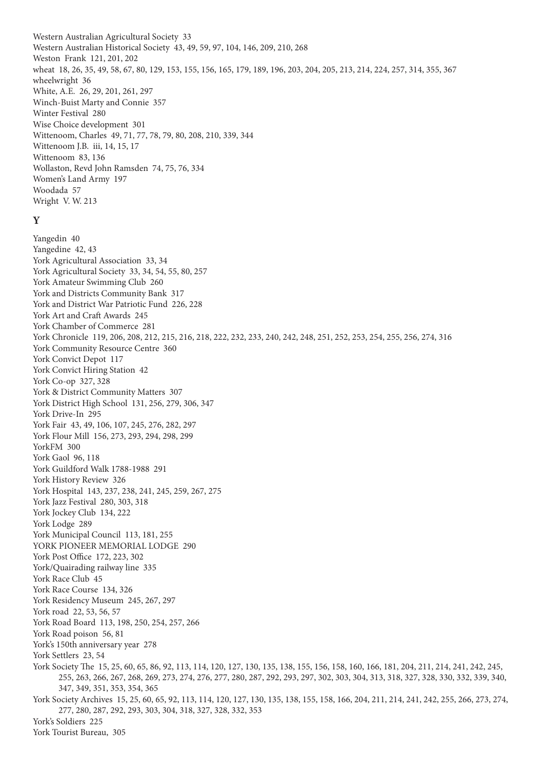Western Australian Agricultural Society 33
Western Australian Historical Society 43, 49, 59, 97, 104, 146, 209, 210, 268
Weston Frank 121, 201, 202
wheat 18, 26, 35, 49, 58, 67, 80, 129, 153, 155, 156, 165, 179, 189, 196, 203, 204, 205, 213, 214, 224, 257, 314, 355, 367
wheelwright 36
White, A.E. 26, 29, 201, 261, 297
Winch-Buist Marty and Connie 357
Winter Festival 280
Wise Choice development 301
Wittenoom, Charles 49, 71, 77, 78, 79, 80, 208, 210, 339, 344
Wittenoom J.B. iii, 14, 15, 17
Wittenoom 83, 136
Wollaston, Revd John Ramsden 74, 75, 76, 334
Women's Land Army 197
Woodada 57
Wright V. W. 213

## Y

Yangedin 40
Yangedine 42, 43
York Agricultural Association 33, 34
York Agricultural Society 33, 34, 54, 55, 80, 257
York Amateur Swimming Club 260
York and Districts Community Bank 317
York and District War Patriotic Fund 226, 228
York Art and Craft Awards 245
York Chamber of Commerce 281
York Chronicle 119, 206, 208, 212, 215, 216, 218, 222, 232, 233, 240, 242, 248, 251, 252, 253, 254, 255, 256, 274, 316
York Community Resource Centre 360
York Convict Depot 117
York Convict Hiring Station 42
York Co-op 327, 328
York & District Community Matters 307
York District High School 131, 256, 279, 306, 347
York Drive-In 295
York Fair 43, 49, 106, 107, 245, 276, 282, 297
York Flour Mill 156, 273, 293, 294, 298, 299
YorkFM 300
York Gaol 96, 118
York Guildford Walk 1788-1988 291
York History Review 326
York Hospital 143, 237, 238, 241, 245, 259, 267, 275
York Jazz Festival 280, 303, 318
York Jockey Club 134, 222
York Lodge 289
York Municipal Council 113, 181, 255
YORK PIONEER MEMORIAL LODGE 290
York Post Office 172, 223, 302
York/Quairading railway line 335
York Race Club 45
York Race Course 134, 326
York Residency Museum 245, 267, 297
York road 22, 53, 56, 57
York Road Board 113, 198, 250, 254, 257, 266
York Road poison 56, 81
York's 150th anniversary year 278
York Settlers 23, 54
York Society The 15, 25, 60, 65, 86, 92, 113, 114, 120, 127, 130, 135, 138, 155, 156, 158, 160, 166, 181, 204, 211, 214, 241, 242, 245, 255, 263, 266, 267, 268, 269, 273, 274, 276, 277, 280, 287, 292, 293, 297, 302, 303, 304, 313, 318, 327, 328, 330, 332, 339, 340, 347, 349, 351, 353, 354, 365
York Society Archives 15, 25, 60, 65, 92, 113, 114, 120, 127, 130, 135, 138, 155, 158, 166, 204, 211, 214, 241, 242, 255, 266, 273, 274, 277, 280, 287, 292, 293, 303, 304, 318, 327, 328, 332, 353
York's Soldiers 225
York Tourist Bureau, 305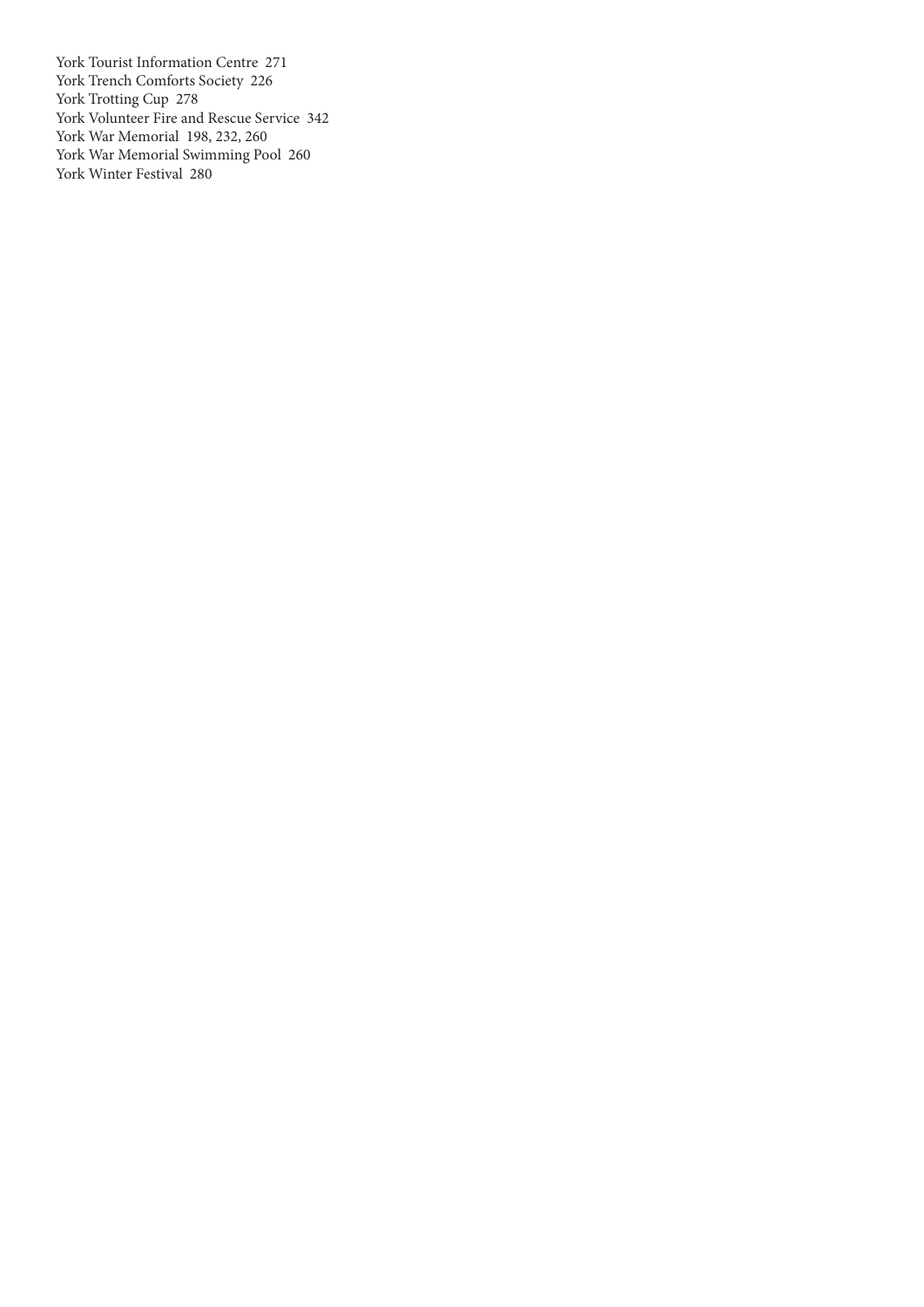York Tourist Information Centre 271
York Trench Comforts Society 226
York Trotting Cup 278
York Volunteer Fire and Rescue Service 342
York War Memorial 198, 232, 260
York War Memorial Swimming Pool 260
York Winter Festival 280